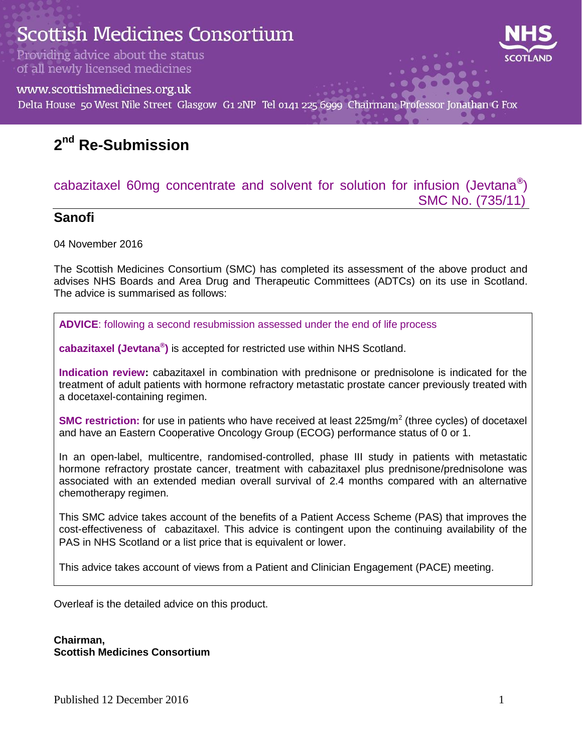# Scottish Medicines Consortium

Providing advice about the status of all newly licensed medicines

www.scottishmedicines.org.uk

Delta House 50 West Nile Street Glasgow G1 2NP Tel 0141 225 6999 Chairman: Professor Jonathan G Fox

## 2nd Re-Submission

### cabazitaxel 60mg concentrate and solvent for solution for infusion (Jevtana®) SMC No. (735/11)

### Sanofi

04 November 2016

The Scottish Medicines Consortium (SMC) has completed its assessment of the above product and advises NHS Boards and Area Drug and Therapeutic Committees (ADTCs) on its use in Scotland. The advice is summarised as follows:

**ADVICE**: following a second resubmission assessed under the end of life process

**cabazitaxel (Jevtana®)** is accepted for restricted use within NHS Scotland.

**Indication review:** cabazitaxel in combination with prednisone or prednisolone is indicated for the treatment of adult patients with hormone refractory metastatic prostate cancer previously treated with a docetaxel-containing regimen.

**SMC restriction:** for use in patients who have received at least 225mg/m$^2$ (three cycles) of docetaxel and have an Eastern Cooperative Oncology Group (ECOG) performance status of 0 or 1.

In an open-label, multicentre, randomised-controlled, phase III study in patients with metastatic hormone refractory prostate cancer, treatment with cabazitaxel plus prednisone/prednisolone was associated with an extended median overall survival of 2.4 months compared with an alternative chemotherapy regimen.

This SMC advice takes account of the benefits of a Patient Access Scheme (PAS) that improves the cost-effectiveness of cabazitaxel. This advice is contingent upon the continuing availability of the PAS in NHS Scotland or a list price that is equivalent or lower.

This advice takes account of views from a Patient and Clinician Engagement (PACE) meeting.

Overleaf is the detailed advice on this product.

**Chairman,**
**Scottish Medicines Consortium**

Published 12 December 2016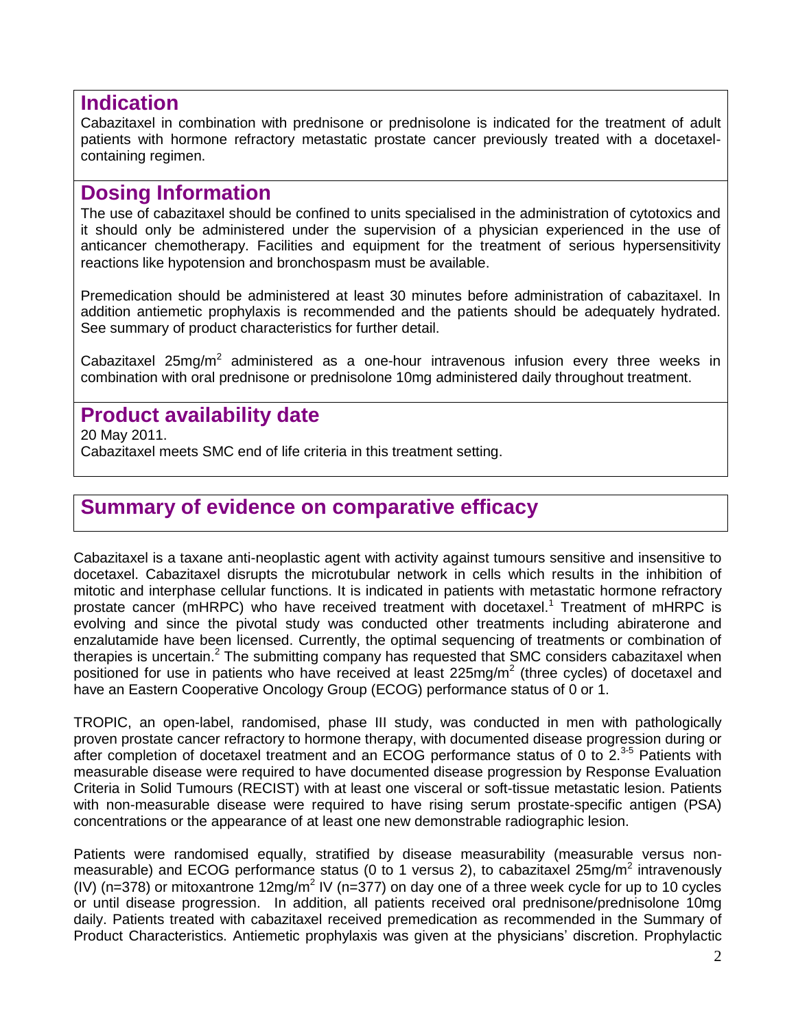## Indication

Cabazitaxel in combination with prednisone or prednisolone is indicated for the treatment of adult patients with hormone refractory metastatic prostate cancer previously treated with a docetaxel-containing regimen.

## Dosing Information

The use of cabazitaxel should be confined to units specialised in the administration of cytotoxics and it should only be administered under the supervision of a physician experienced in the use of anticancer chemotherapy. Facilities and equipment for the treatment of serious hypersensitivity reactions like hypotension and bronchospasm must be available.

Premedication should be administered at least 30 minutes before administration of cabazitaxel. In addition antiemetic prophylaxis is recommended and the patients should be adequately hydrated. See summary of product characteristics for further detail.

Cabazitaxel 25mg/m$^2$ administered as a one-hour intravenous infusion every three weeks in combination with oral prednisone or prednisolone 10mg administered daily throughout treatment.

## Product availability date

20 May 2011.
Cabazitaxel meets SMC end of life criteria in this treatment setting.

## Summary of evidence on comparative efficacy

Cabazitaxel is a taxane anti-neoplastic agent with activity against tumours sensitive and insensitive to docetaxel. Cabazitaxel disrupts the microtubular network in cells which results in the inhibition of mitotic and interphase cellular functions. It is indicated in patients with metastatic hormone refractory prostate cancer (mHRPC) who have received treatment with docetaxel.[1] Treatment of mHRPC is evolving and since the pivotal study was conducted other treatments including abiraterone and enzalutamide have been licensed. Currently, the optimal sequencing of treatments or combination of therapies is uncertain.[2] The submitting company has requested that SMC considers cabazitaxel when positioned for use in patients who have received at least 225mg/m$^2$ (three cycles) of docetaxel and have an Eastern Cooperative Oncology Group (ECOG) performance status of 0 or 1.

TROPIC, an open-label, randomised, phase III study, was conducted in men with pathologically proven prostate cancer refractory to hormone therapy, with documented disease progression during or after completion of docetaxel treatment and an ECOG performance status of 0 to 2.[3-5] Patients with measurable disease were required to have documented disease progression by Response Evaluation Criteria in Solid Tumours (RECIST) with at least one visceral or soft-tissue metastatic lesion. Patients with non-measurable disease were required to have rising serum prostate-specific antigen (PSA) concentrations or the appearance of at least one new demonstrable radiographic lesion.

Patients were randomised equally, stratified by disease measurability (measurable versus non-measurable) and ECOG performance status (0 to 1 versus 2), to cabazitaxel 25mg/m$^2$ intravenously (IV) (n=378) or mitoxantrone 12mg/m$^2$ IV (n=377) on day one of a three week cycle for up to 10 cycles or until disease progression. In addition, all patients received oral prednisone/prednisolone 10mg daily. Patients treated with cabazitaxel received premedication as recommended in the Summary of Product Characteristics. Antiemetic prophylaxis was given at the physicians' discretion. Prophylactic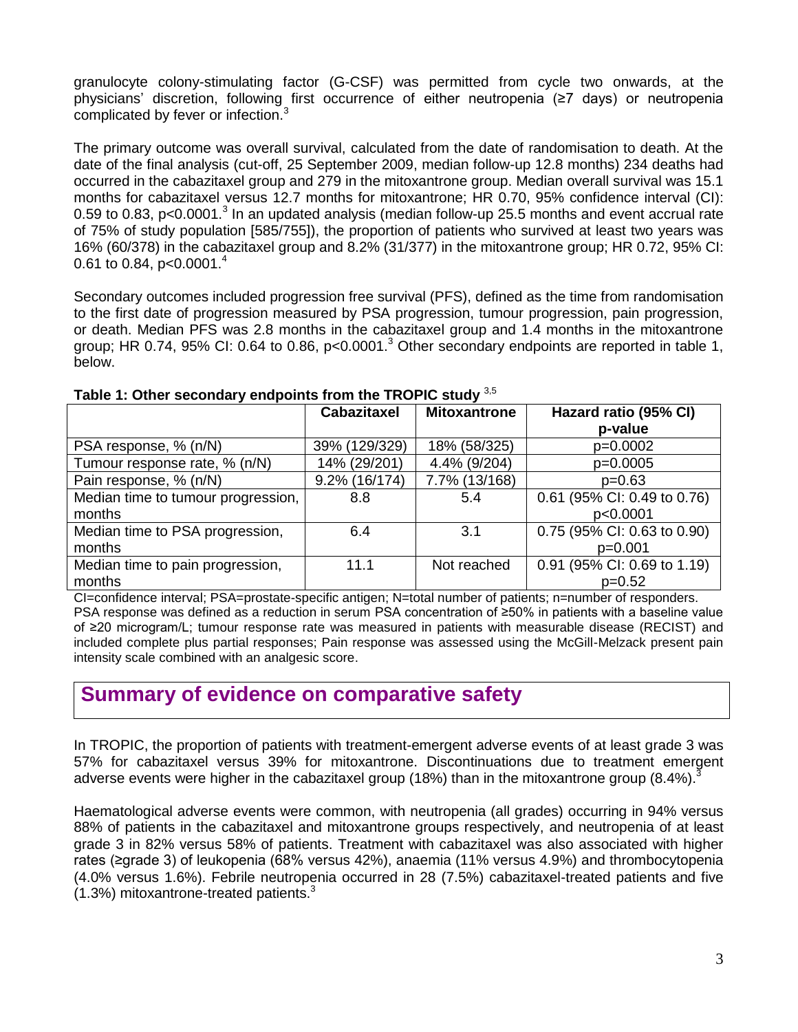granulocyte colony-stimulating factor (G-CSF) was permitted from cycle two onwards, at the physicians' discretion, following first occurrence of either neutropenia (≥7 days) or neutropenia complicated by fever or infection.[3]

The primary outcome was overall survival, calculated from the date of randomisation to death. At the date of the final analysis (cut-off, 25 September 2009, median follow-up 12.8 months) 234 deaths had occurred in the cabazitaxel group and 279 in the mitoxantrone group. Median overall survival was 15.1 months for cabazitaxel versus 12.7 months for mitoxantrone; HR 0.70, 95% confidence interval (CI): 0.59 to 0.83, p<0.0001.[3] In an updated analysis (median follow-up 25.5 months and event accrual rate of 75% of study population [585/755]), the proportion of patients who survived at least two years was 16% (60/378) in the cabazitaxel group and 8.2% (31/377) in the mitoxantrone group; HR 0.72, 95% CI: 0.61 to 0.84, p<0.0001.[4]

Secondary outcomes included progression free survival (PFS), defined as the time from randomisation to the first date of progression measured by PSA progression, tumour progression, pain progression, or death. Median PFS was 2.8 months in the cabazitaxel group and 1.4 months in the mitoxantrone group; HR 0.74, 95% CI: 0.64 to 0.86, p<0.0001.[3] Other secondary endpoints are reported in table 1, below.

**Table 1: Other secondary endpoints from the TROPIC study** [3,5]

| | Cabazitaxel | Mitoxantrone | Hazard ratio (95% CI) p-value |
|---|---|---|---|
| PSA response, % (n/N) | 39% (129/329) | 18% (58/325) | p=0.0002 |
| Tumour response rate, % (n/N) | 14% (29/201) | 4.4% (9/204) | p=0.0005 |
| Pain response, % (n/N) | 9.2% (16/174) | 7.7% (13/168) | p=0.63 |
| Median time to tumour progression, months | 8.8 | 5.4 | 0.61 (95% CI: 0.49 to 0.76) p<0.0001 |
| Median time to PSA progression, months | 6.4 | 3.1 | 0.75 (95% CI: 0.63 to 0.90) p=0.001 |
| Median time to pain progression, months | 11.1 | Not reached | 0.91 (95% CI: 0.69 to 1.19) p=0.52 |

CI=confidence interval; PSA=prostate-specific antigen; N=total number of patients; n=number of responders. PSA response was defined as a reduction in serum PSA concentration of ≥50% in patients with a baseline value of ≥20 microgram/L; tumour response rate was measured in patients with measurable disease (RECIST) and included complete plus partial responses; Pain response was assessed using the McGill-Melzack present pain intensity scale combined with an analgesic score.

## Summary of evidence on comparative safety

In TROPIC, the proportion of patients with treatment-emergent adverse events of at least grade 3 was 57% for cabazitaxel versus 39% for mitoxantrone. Discontinuations due to treatment emergent adverse events were higher in the cabazitaxel group (18%) than in the mitoxantrone group (8.4%).[3]

Haematological adverse events were common, with neutropenia (all grades) occurring in 94% versus 88% of patients in the cabazitaxel and mitoxantrone groups respectively, and neutropenia of at least grade 3 in 82% versus 58% of patients. Treatment with cabazitaxel was also associated with higher rates (≥grade 3) of leukopenia (68% versus 42%), anaemia (11% versus 4.9%) and thrombocytopenia (4.0% versus 1.6%). Febrile neutropenia occurred in 28 (7.5%) cabazitaxel-treated patients and five (1.3%) mitoxantrone-treated patients.[3]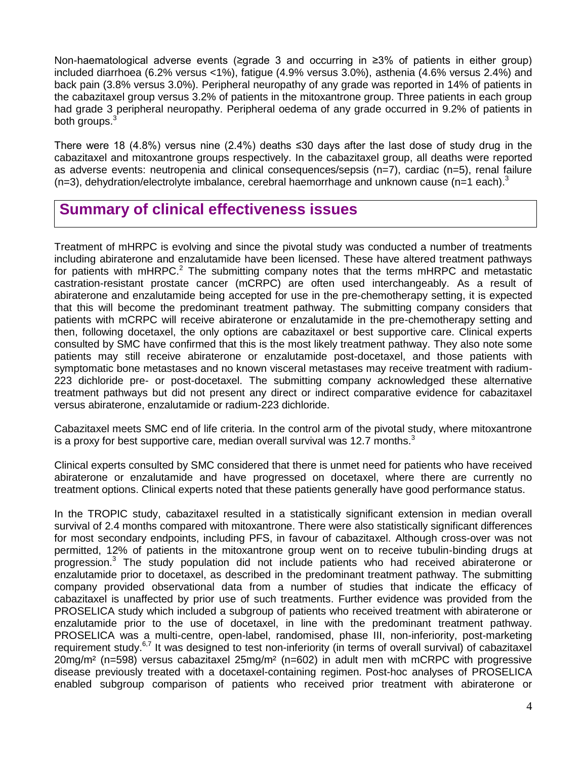Non-haematological adverse events (≥grade 3 and occurring in ≥3% of patients in either group) included diarrhoea (6.2% versus <1%), fatigue (4.9% versus 3.0%), asthenia (4.6% versus 2.4%) and back pain (3.8% versus 3.0%). Peripheral neuropathy of any grade was reported in 14% of patients in the cabazitaxel group versus 3.2% of patients in the mitoxantrone group. Three patients in each group had grade 3 peripheral neuropathy. Peripheral oedema of any grade occurred in 9.2% of patients in both groups.[3]

There were 18 (4.8%) versus nine (2.4%) deaths ≤30 days after the last dose of study drug in the cabazitaxel and mitoxantrone groups respectively. In the cabazitaxel group, all deaths were reported as adverse events: neutropenia and clinical consequences/sepsis (n=7), cardiac (n=5), renal failure (n=3), dehydration/electrolyte imbalance, cerebral haemorrhage and unknown cause (n=1 each).[3]

## Summary of clinical effectiveness issues

Treatment of mHRPC is evolving and since the pivotal study was conducted a number of treatments including abiraterone and enzalutamide have been licensed. These have altered treatment pathways for patients with mHRPC.[2] The submitting company notes that the terms mHRPC and metastatic castration-resistant prostate cancer (mCRPC) are often used interchangeably. As a result of abiraterone and enzalutamide being accepted for use in the pre-chemotherapy setting, it is expected that this will become the predominant treatment pathway. The submitting company considers that patients with mCRPC will receive abiraterone or enzalutamide in the pre-chemotherapy setting and then, following docetaxel, the only options are cabazitaxel or best supportive care. Clinical experts consulted by SMC have confirmed that this is the most likely treatment pathway. They also note some patients may still receive abiraterone or enzalutamide post-docetaxel, and those patients with symptomatic bone metastases and no known visceral metastases may receive treatment with radium-223 dichloride pre- or post-docetaxel. The submitting company acknowledged these alternative treatment pathways but did not present any direct or indirect comparative evidence for cabazitaxel versus abiraterone, enzalutamide or radium-223 dichloride.

Cabazitaxel meets SMC end of life criteria. In the control arm of the pivotal study, where mitoxantrone is a proxy for best supportive care, median overall survival was 12.7 months.[3]

Clinical experts consulted by SMC considered that there is unmet need for patients who have received abiraterone or enzalutamide and have progressed on docetaxel, where there are currently no treatment options. Clinical experts noted that these patients generally have good performance status.

In the TROPIC study, cabazitaxel resulted in a statistically significant extension in median overall survival of 2.4 months compared with mitoxantrone. There were also statistically significant differences for most secondary endpoints, including PFS, in favour of cabazitaxel. Although cross-over was not permitted, 12% of patients in the mitoxantrone group went on to receive tubulin-binding drugs at progression.[3] The study population did not include patients who had received abiraterone or enzalutamide prior to docetaxel, as described in the predominant treatment pathway. The submitting company provided observational data from a number of studies that indicate the efficacy of cabazitaxel is unaffected by prior use of such treatments. Further evidence was provided from the PROSELICA study which included a subgroup of patients who received treatment with abiraterone or enzalutamide prior to the use of docetaxel, in line with the predominant treatment pathway. PROSELICA was a multi-centre, open-label, randomised, phase III, non-inferiority, post-marketing requirement study.[6,7] It was designed to test non-inferiority (in terms of overall survival) of cabazitaxel 20mg/m² (n=598) versus cabazitaxel 25mg/m² (n=602) in adult men with mCRPC with progressive disease previously treated with a docetaxel-containing regimen. Post-hoc analyses of PROSELICA enabled subgroup comparison of patients who received prior treatment with abiraterone or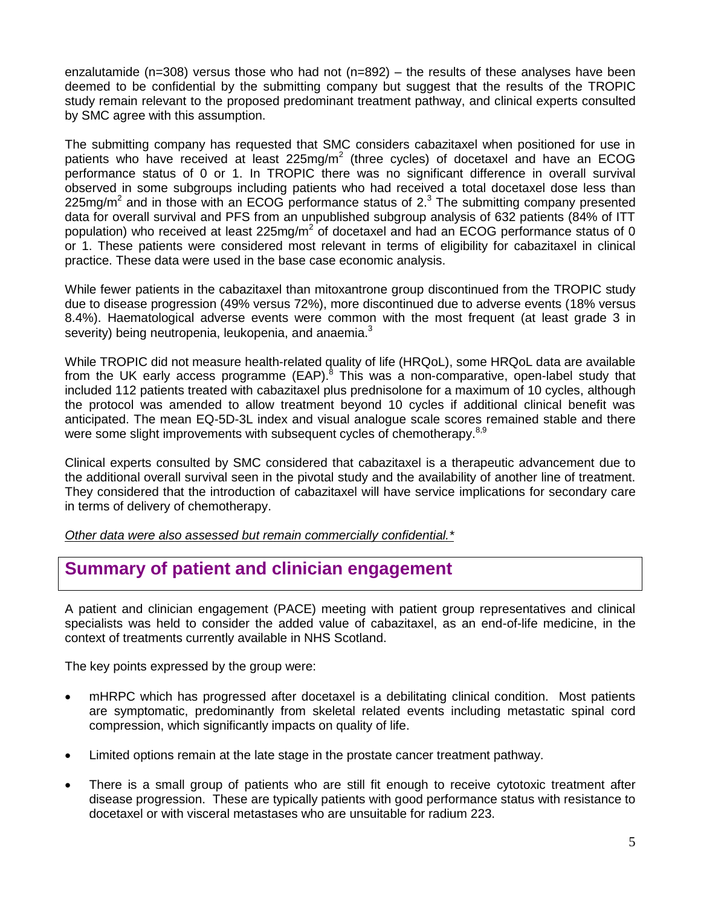enzalutamide (n=308) versus those who had not (n=892) – the results of these analyses have been deemed to be confidential by the submitting company but suggest that the results of the TROPIC study remain relevant to the proposed predominant treatment pathway, and clinical experts consulted by SMC agree with this assumption.

The submitting company has requested that SMC considers cabazitaxel when positioned for use in patients who have received at least 225mg/m$^2$ (three cycles) of docetaxel and have an ECOG performance status of 0 or 1. In TROPIC there was no significant difference in overall survival observed in some subgroups including patients who had received a total docetaxel dose less than 225mg/m$^2$ and in those with an ECOG performance status of 2.[3] The submitting company presented data for overall survival and PFS from an unpublished subgroup analysis of 632 patients (84% of ITT population) who received at least 225mg/m$^2$ of docetaxel and had an ECOG performance status of 0 or 1. These patients were considered most relevant in terms of eligibility for cabazitaxel in clinical practice. These data were used in the base case economic analysis.

While fewer patients in the cabazitaxel than mitoxantrone group discontinued from the TROPIC study due to disease progression (49% versus 72%), more discontinued due to adverse events (18% versus 8.4%). Haematological adverse events were common with the most frequent (at least grade 3 in severity) being neutropenia, leukopenia, and anaemia.[3]

While TROPIC did not measure health-related quality of life (HRQoL), some HRQoL data are available from the UK early access programme (EAP).[8] This was a non-comparative, open-label study that included 112 patients treated with cabazitaxel plus prednisolone for a maximum of 10 cycles, although the protocol was amended to allow treatment beyond 10 cycles if additional clinical benefit was anticipated. The mean EQ-5D-3L index and visual analogue scale scores remained stable and there were some slight improvements with subsequent cycles of chemotherapy.[8,9]

Clinical experts consulted by SMC considered that cabazitaxel is a therapeutic advancement due to the additional overall survival seen in the pivotal study and the availability of another line of treatment. They considered that the introduction of cabazitaxel will have service implications for secondary care in terms of delivery of chemotherapy.

*Other data were also assessed but remain commercially confidential.**

## Summary of patient and clinician engagement

A patient and clinician engagement (PACE) meeting with patient group representatives and clinical specialists was held to consider the added value of cabazitaxel, as an end-of-life medicine, in the context of treatments currently available in NHS Scotland.

The key points expressed by the group were:

- mHRPC which has progressed after docetaxel is a debilitating clinical condition. Most patients are symptomatic, predominantly from skeletal related events including metastatic spinal cord compression, which significantly impacts on quality of life.
- Limited options remain at the late stage in the prostate cancer treatment pathway.
- There is a small group of patients who are still fit enough to receive cytotoxic treatment after disease progression. These are typically patients with good performance status with resistance to docetaxel or with visceral metastases who are unsuitable for radium 223.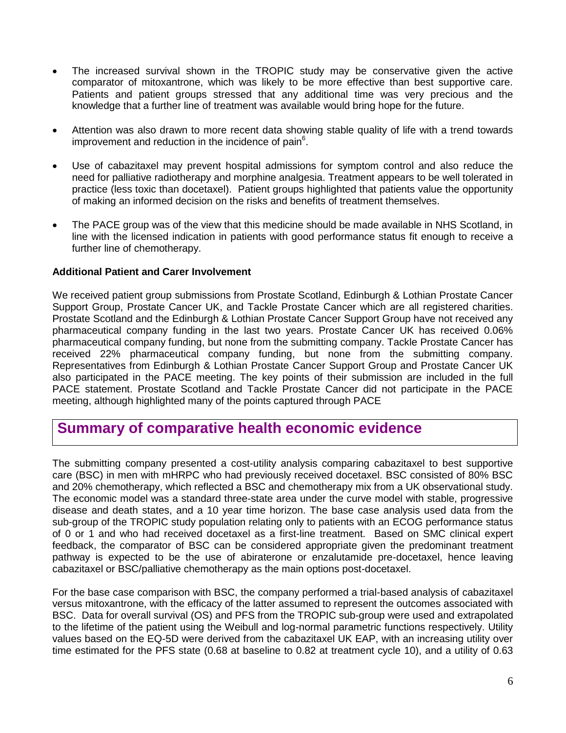- The increased survival shown in the TROPIC study may be conservative given the active comparator of mitoxantrone, which was likely to be more effective than best supportive care. Patients and patient groups stressed that any additional time was very precious and the knowledge that a further line of treatment was available would bring hope for the future.

- Attention was also drawn to more recent data showing stable quality of life with a trend towards improvement and reduction in the incidence of pain[6].

- Use of cabazitaxel may prevent hospital admissions for symptom control and also reduce the need for palliative radiotherapy and morphine analgesia. Treatment appears to be well tolerated in practice (less toxic than docetaxel). Patient groups highlighted that patients value the opportunity of making an informed decision on the risks and benefits of treatment themselves.

- The PACE group was of the view that this medicine should be made available in NHS Scotland, in line with the licensed indication in patients with good performance status fit enough to receive a further line of chemotherapy.

**Additional Patient and Carer Involvement**

We received patient group submissions from Prostate Scotland, Edinburgh & Lothian Prostate Cancer Support Group, Prostate Cancer UK, and Tackle Prostate Cancer which are all registered charities. Prostate Scotland and the Edinburgh & Lothian Prostate Cancer Support Group have not received any pharmaceutical company funding in the last two years. Prostate Cancer UK has received 0.06% pharmaceutical company funding, but none from the submitting company. Tackle Prostate Cancer has received 22% pharmaceutical company funding, but none from the submitting company. Representatives from Edinburgh & Lothian Prostate Cancer Support Group and Prostate Cancer UK also participated in the PACE meeting. The key points of their submission are included in the full PACE statement. Prostate Scotland and Tackle Prostate Cancer did not participate in the PACE meeting, although highlighted many of the points captured through PACE

## Summary of comparative health economic evidence

The submitting company presented a cost-utility analysis comparing cabazitaxel to best supportive care (BSC) in men with mHRPC who had previously received docetaxel. BSC consisted of 80% BSC and 20% chemotherapy, which reflected a BSC and chemotherapy mix from a UK observational study. The economic model was a standard three-state area under the curve model with stable, progressive disease and death states, and a 10 year time horizon. The base case analysis used data from the sub-group of the TROPIC study population relating only to patients with an ECOG performance status of 0 or 1 and who had received docetaxel as a first-line treatment. Based on SMC clinical expert feedback, the comparator of BSC can be considered appropriate given the predominant treatment pathway is expected to be the use of abiraterone or enzalutamide pre-docetaxel, hence leaving cabazitaxel or BSC/palliative chemotherapy as the main options post-docetaxel.

For the base case comparison with BSC, the company performed a trial-based analysis of cabazitaxel versus mitoxantrone, with the efficacy of the latter assumed to represent the outcomes associated with BSC. Data for overall survival (OS) and PFS from the TROPIC sub-group were used and extrapolated to the lifetime of the patient using the Weibull and log-normal parametric functions respectively. Utility values based on the EQ-5D were derived from the cabazitaxel UK EAP, with an increasing utility over time estimated for the PFS state (0.68 at baseline to 0.82 at treatment cycle 10), and a utility of 0.63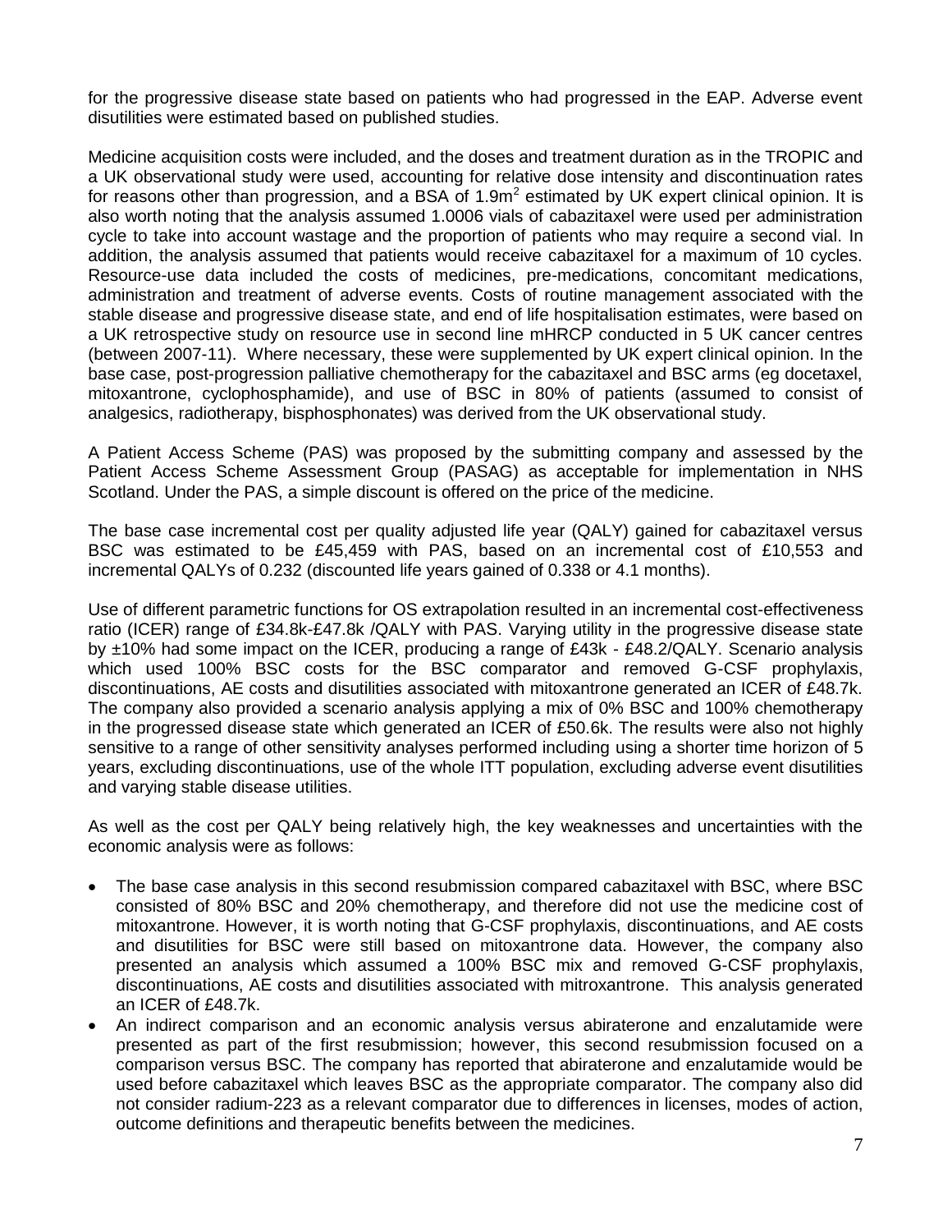for the progressive disease state based on patients who had progressed in the EAP. Adverse event disutilities were estimated based on published studies.

Medicine acquisition costs were included, and the doses and treatment duration as in the TROPIC and a UK observational study were used, accounting for relative dose intensity and discontinuation rates for reasons other than progression, and a BSA of $1.9m^2$ estimated by UK expert clinical opinion. It is also worth noting that the analysis assumed 1.0006 vials of cabazitaxel were used per administration cycle to take into account wastage and the proportion of patients who may require a second vial. In addition, the analysis assumed that patients would receive cabazitaxel for a maximum of 10 cycles. Resource-use data included the costs of medicines, pre-medications, concomitant medications, administration and treatment of adverse events. Costs of routine management associated with the stable disease and progressive disease state, and end of life hospitalisation estimates, were based on a UK retrospective study on resource use in second line mHRCP conducted in 5 UK cancer centres (between 2007-11). Where necessary, these were supplemented by UK expert clinical opinion. In the base case, post-progression palliative chemotherapy for the cabazitaxel and BSC arms (eg docetaxel, mitoxantrone, cyclophosphamide), and use of BSC in 80% of patients (assumed to consist of analgesics, radiotherapy, bisphosphonates) was derived from the UK observational study.

A Patient Access Scheme (PAS) was proposed by the submitting company and assessed by the Patient Access Scheme Assessment Group (PASAG) as acceptable for implementation in NHS Scotland. Under the PAS, a simple discount is offered on the price of the medicine.

The base case incremental cost per quality adjusted life year (QALY) gained for cabazitaxel versus BSC was estimated to be £45,459 with PAS, based on an incremental cost of £10,553 and incremental QALYs of 0.232 (discounted life years gained of 0.338 or 4.1 months).

Use of different parametric functions for OS extrapolation resulted in an incremental cost-effectiveness ratio (ICER) range of £34.8k-£47.8k /QALY with PAS. Varying utility in the progressive disease state by ±10% had some impact on the ICER, producing a range of £43k - £48.2/QALY. Scenario analysis which used 100% BSC costs for the BSC comparator and removed G-CSF prophylaxis, discontinuations, AE costs and disutilities associated with mitoxantrone generated an ICER of £48.7k. The company also provided a scenario analysis applying a mix of 0% BSC and 100% chemotherapy in the progressed disease state which generated an ICER of £50.6k. The results were also not highly sensitive to a range of other sensitivity analyses performed including using a shorter time horizon of 5 years, excluding discontinuations, use of the whole ITT population, excluding adverse event disutilities and varying stable disease utilities.

As well as the cost per QALY being relatively high, the key weaknesses and uncertainties with the economic analysis were as follows:

- The base case analysis in this second resubmission compared cabazitaxel with BSC, where BSC consisted of 80% BSC and 20% chemotherapy, and therefore did not use the medicine cost of mitoxantrone. However, it is worth noting that G-CSF prophylaxis, discontinuations, and AE costs and disutilities for BSC were still based on mitoxantrone data. However, the company also presented an analysis which assumed a 100% BSC mix and removed G-CSF prophylaxis, discontinuations, AE costs and disutilities associated with mitroxantrone. This analysis generated an ICER of £48.7k.
- An indirect comparison and an economic analysis versus abiraterone and enzalutamide were presented as part of the first resubmission; however, this second resubmission focused on a comparison versus BSC. The company has reported that abiraterone and enzalutamide would be used before cabazitaxel which leaves BSC as the appropriate comparator. The company also did not consider radium-223 as a relevant comparator due to differences in licenses, modes of action, outcome definitions and therapeutic benefits between the medicines.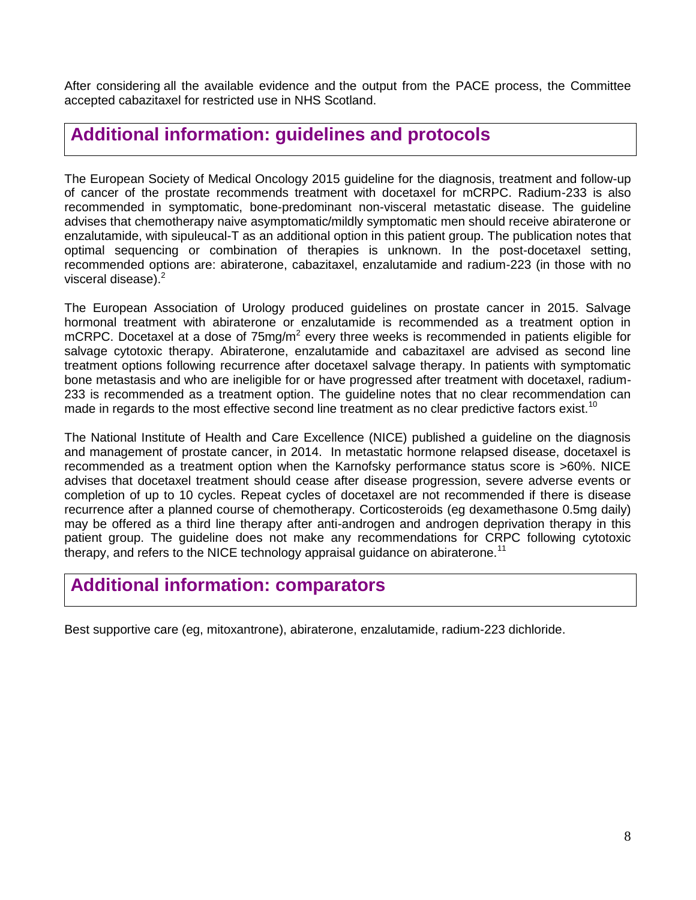After considering all the available evidence and the output from the PACE process, the Committee accepted cabazitaxel for restricted use in NHS Scotland.

## Additional information: guidelines and protocols

The European Society of Medical Oncology 2015 guideline for the diagnosis, treatment and follow-up of cancer of the prostate recommends treatment with docetaxel for mCRPC. Radium-233 is also recommended in symptomatic, bone-predominant non-visceral metastatic disease. The guideline advises that chemotherapy naive asymptomatic/mildly symptomatic men should receive abiraterone or enzalutamide, with sipuleucal-T as an additional option in this patient group. The publication notes that optimal sequencing or combination of therapies is unknown. In the post-docetaxel setting, recommended options are: abiraterone, cabazitaxel, enzalutamide and radium-223 (in those with no visceral disease).[2]

The European Association of Urology produced guidelines on prostate cancer in 2015. Salvage hormonal treatment with abiraterone or enzalutamide is recommended as a treatment option in mCRPC. Docetaxel at a dose of 75mg/m$^2$ every three weeks is recommended in patients eligible for salvage cytotoxic therapy. Abiraterone, enzalutamide and cabazitaxel are advised as second line treatment options following recurrence after docetaxel salvage therapy. In patients with symptomatic bone metastasis and who are ineligible for or have progressed after treatment with docetaxel, radium-233 is recommended as a treatment option. The guideline notes that no clear recommendation can made in regards to the most effective second line treatment as no clear predictive factors exist.[10]

The National Institute of Health and Care Excellence (NICE) published a guideline on the diagnosis and management of prostate cancer, in 2014. In metastatic hormone relapsed disease, docetaxel is recommended as a treatment option when the Karnofsky performance status score is >60%. NICE advises that docetaxel treatment should cease after disease progression, severe adverse events or completion of up to 10 cycles. Repeat cycles of docetaxel are not recommended if there is disease recurrence after a planned course of chemotherapy. Corticosteroids (eg dexamethasone 0.5mg daily) may be offered as a third line therapy after anti-androgen and androgen deprivation therapy in this patient group. The guideline does not make any recommendations for CRPC following cytotoxic therapy, and refers to the NICE technology appraisal guidance on abiraterone.[11]

## Additional information: comparators

Best supportive care (eg, mitoxantrone), abiraterone, enzalutamide, radium-223 dichloride.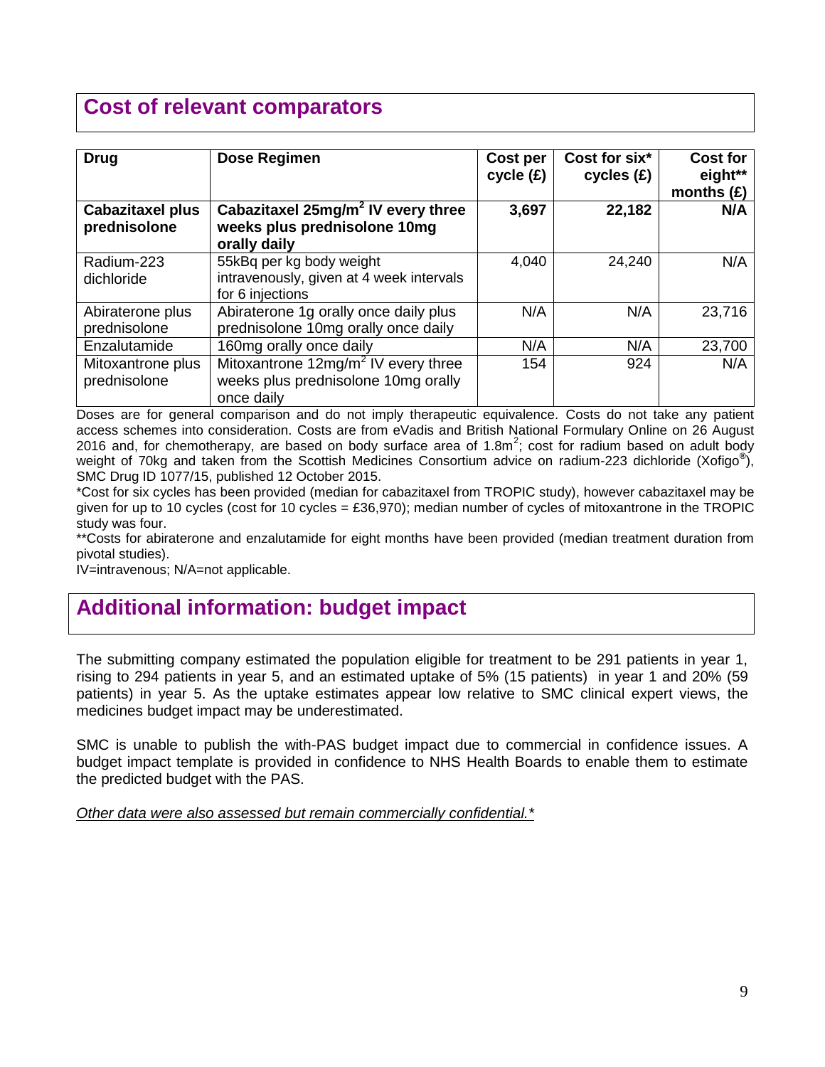## Cost of relevant comparators

| Drug | Dose Regimen | Cost per cycle (£) | Cost for six* cycles (£) | Cost for eight** months (£) |
|---|---|---|---|---|
| **Cabazitaxel plus prednisolone** | **Cabazitaxel 25mg/m$^2$ IV every three weeks plus prednisolone 10mg orally daily** | **3,697** | **22,182** | **N/A** |
| Radium-223 dichloride | 55kBq per kg body weight intravenously, given at 4 week intervals for 6 injections | 4,040 | 24,240 | N/A |
| Abiraterone plus prednisolone | Abiraterone 1g orally once daily plus prednisolone 10mg orally once daily | N/A | N/A | 23,716 |
| Enzalutamide | 160mg orally once daily | N/A | N/A | 23,700 |
| Mitoxantrone plus prednisolone | Mitoxantrone 12mg/m$^2$ IV every three weeks plus prednisolone 10mg orally once daily | 154 | 924 | N/A |

Doses are for general comparison and do not imply therapeutic equivalence. Costs do not take any patient access schemes into consideration. Costs are from eVadis and British National Formulary Online on 26 August 2016 and, for chemotherapy, are based on body surface area of 1.8m$^2$; cost for radium based on adult body weight of 70kg and taken from the Scottish Medicines Consortium advice on radium-223 dichloride (Xofigo®), SMC Drug ID 1077/15, published 12 October 2015.

*Cost for six cycles has been provided (median for cabazitaxel from TROPIC study), however cabazitaxel may be given for up to 10 cycles (cost for 10 cycles = £36,970); median number of cycles of mitoxantrone in the TROPIC study was four.

**Costs for abiraterone and enzalutamide for eight months have been provided (median treatment duration from pivotal studies).

IV=intravenous; N/A=not applicable.

## Additional information: budget impact

The submitting company estimated the population eligible for treatment to be 291 patients in year 1, rising to 294 patients in year 5, and an estimated uptake of 5% (15 patients) in year 1 and 20% (59 patients) in year 5. As the uptake estimates appear low relative to SMC clinical expert views, the medicines budget impact may be underestimated.

SMC is unable to publish the with-PAS budget impact due to commercial in confidence issues. A budget impact template is provided in confidence to NHS Health Boards to enable them to estimate the predicted budget with the PAS.

*Other data were also assessed but remain commercially confidential.**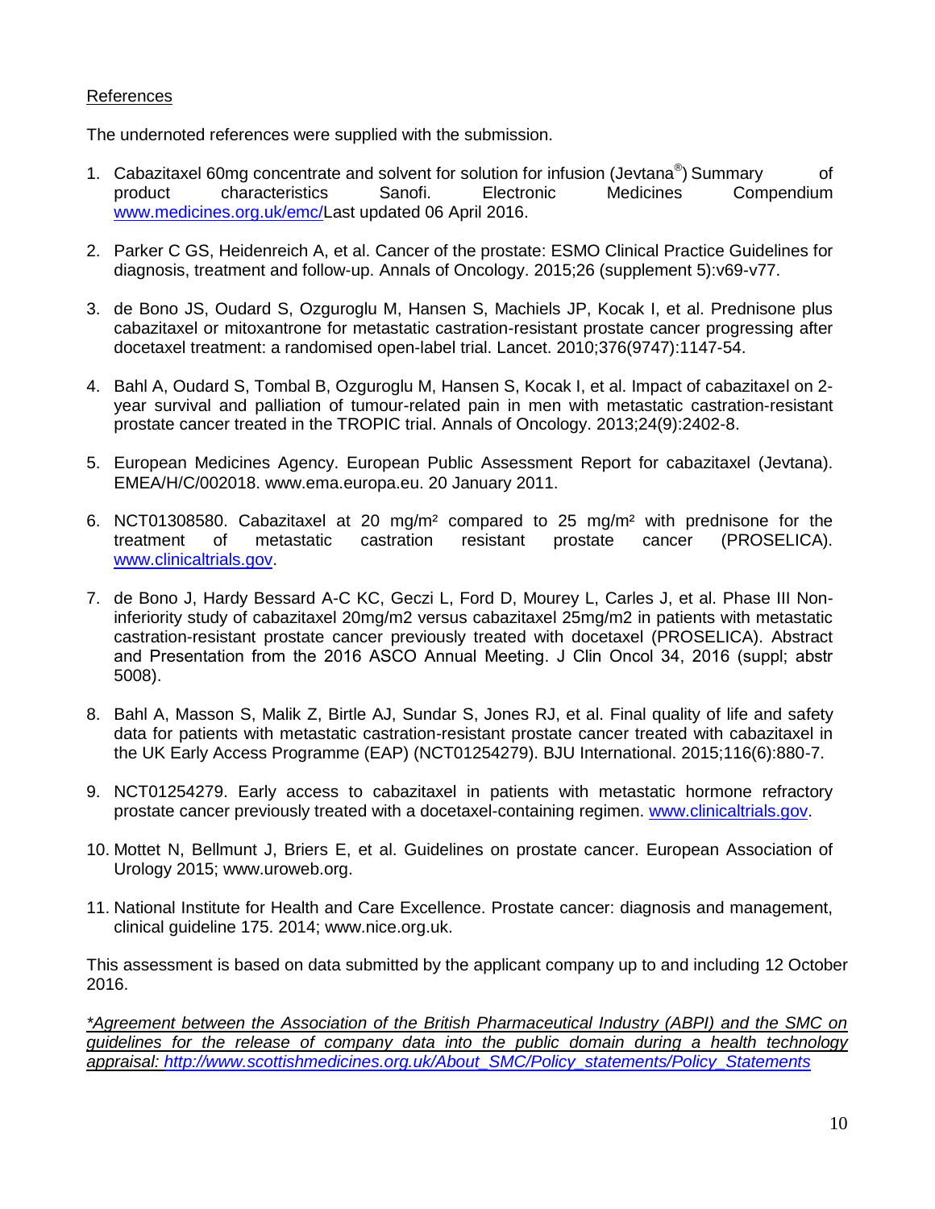References

The undernoted references were supplied with the submission.

1. Cabazitaxel 60mg concentrate and solvent for solution for infusion (Jevtana®) Summary of product characteristics Sanofi. Electronic Medicines Compendium www.medicines.org.uk/emc/Last updated 06 April 2016.

2. Parker C GS, Heidenreich A, et al. Cancer of the prostate: ESMO Clinical Practice Guidelines for diagnosis, treatment and follow-up. Annals of Oncology. 2015;26 (supplement 5):v69-v77.

3. de Bono JS, Oudard S, Ozguroglu M, Hansen S, Machiels JP, Kocak I, et al. Prednisone plus cabazitaxel or mitoxantrone for metastatic castration-resistant prostate cancer progressing after docetaxel treatment: a randomised open-label trial. Lancet. 2010;376(9747):1147-54.

4. Bahl A, Oudard S, Tombal B, Ozguroglu M, Hansen S, Kocak I, et al. Impact of cabazitaxel on 2-year survival and palliation of tumour-related pain in men with metastatic castration-resistant prostate cancer treated in the TROPIC trial. Annals of Oncology. 2013;24(9):2402-8.

5. European Medicines Agency. European Public Assessment Report for cabazitaxel (Jevtana). EMEA/H/C/002018. www.ema.europa.eu. 20 January 2011.

6. NCT01308580. Cabazitaxel at 20 mg/m² compared to 25 mg/m² with prednisone for the treatment of metastatic castration resistant prostate cancer (PROSELICA). www.clinicaltrials.gov.

7. de Bono J, Hardy Bessard A-C KC, Geczi L, Ford D, Mourey L, Carles J, et al. Phase III Non-inferiority study of cabazitaxel 20mg/m2 versus cabazitaxel 25mg/m2 in patients with metastatic castration-resistant prostate cancer previously treated with docetaxel (PROSELICA). Abstract and Presentation from the 2016 ASCO Annual Meeting. J Clin Oncol 34, 2016 (suppl; abstr 5008).

8. Bahl A, Masson S, Malik Z, Birtle AJ, Sundar S, Jones RJ, et al. Final quality of life and safety data for patients with metastatic castration-resistant prostate cancer treated with cabazitaxel in the UK Early Access Programme (EAP) (NCT01254279). BJU International. 2015;116(6):880-7.

9. NCT01254279. Early access to cabazitaxel in patients with metastatic hormone refractory prostate cancer previously treated with a docetaxel-containing regimen. www.clinicaltrials.gov.

10. Mottet N, Bellmunt J, Briers E, et al. Guidelines on prostate cancer. European Association of Urology 2015; www.uroweb.org.

11. National Institute for Health and Care Excellence. Prostate cancer: diagnosis and management, clinical guideline 175. 2014; www.nice.org.uk.

This assessment is based on data submitted by the applicant company up to and including 12 October 2016.

*Agreement between the Association of the British Pharmaceutical Industry (ABPI) and the SMC on guidelines for the release of company data into the public domain during a health technology appraisal: http://www.scottishmedicines.org.uk/About_SMC/Policy_statements/Policy_Statements*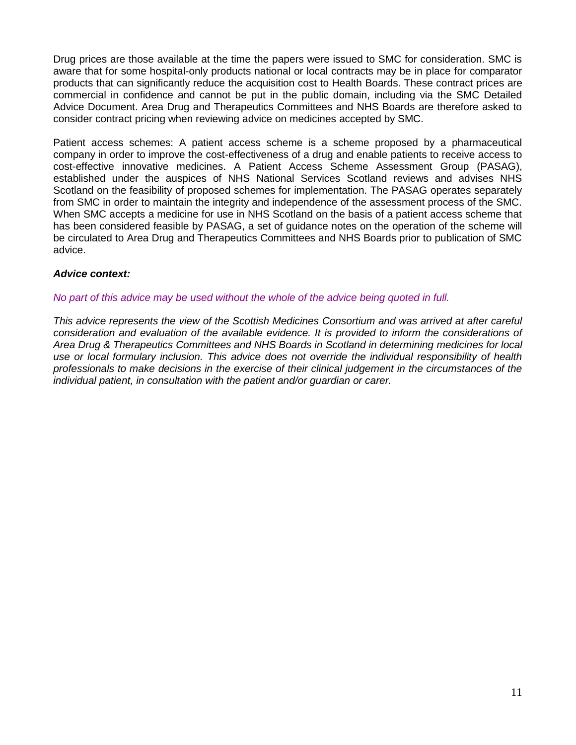Drug prices are those available at the time the papers were issued to SMC for consideration. SMC is aware that for some hospital-only products national or local contracts may be in place for comparator products that can significantly reduce the acquisition cost to Health Boards. These contract prices are commercial in confidence and cannot be put in the public domain, including via the SMC Detailed Advice Document. Area Drug and Therapeutics Committees and NHS Boards are therefore asked to consider contract pricing when reviewing advice on medicines accepted by SMC.

Patient access schemes: A patient access scheme is a scheme proposed by a pharmaceutical company in order to improve the cost-effectiveness of a drug and enable patients to receive access to cost-effective innovative medicines. A Patient Access Scheme Assessment Group (PASAG), established under the auspices of NHS National Services Scotland reviews and advises NHS Scotland on the feasibility of proposed schemes for implementation. The PASAG operates separately from SMC in order to maintain the integrity and independence of the assessment process of the SMC. When SMC accepts a medicine for use in NHS Scotland on the basis of a patient access scheme that has been considered feasible by PASAG, a set of guidance notes on the operation of the scheme will be circulated to Area Drug and Therapeutics Committees and NHS Boards prior to publication of SMC advice.

***Advice context:***

*No part of this advice may be used without the whole of the advice being quoted in full.*

*This advice represents the view of the Scottish Medicines Consortium and was arrived at after careful consideration and evaluation of the available evidence. It is provided to inform the considerations of Area Drug & Therapeutics Committees and NHS Boards in Scotland in determining medicines for local use or local formulary inclusion. This advice does not override the individual responsibility of health professionals to make decisions in the exercise of their clinical judgement in the circumstances of the individual patient, in consultation with the patient and/or guardian or carer.*